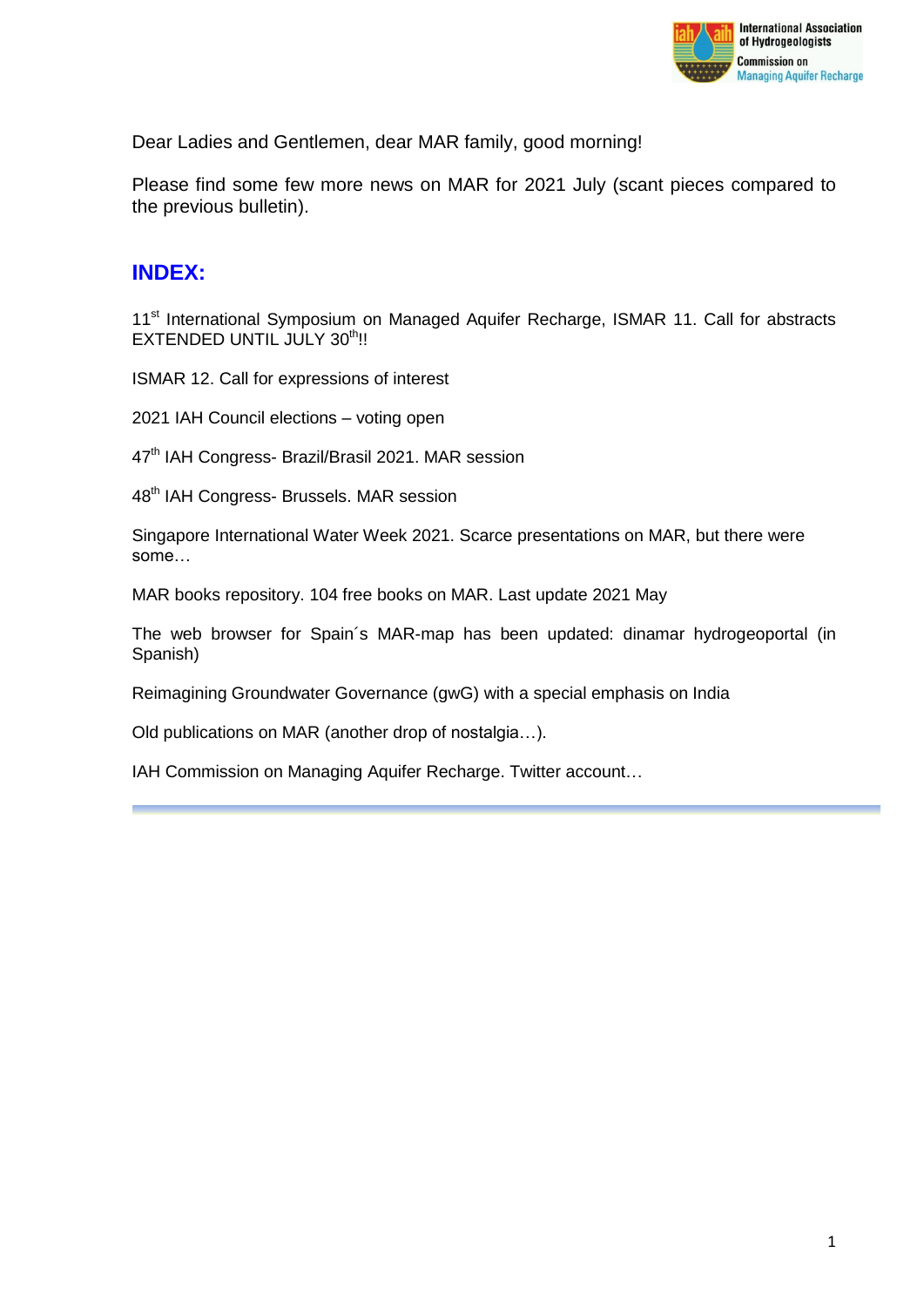Dear Ladies and Gentlemen, dear MAR family, good morning!

Please find some few more news on MAR for 2021 July (scant pieces compared to the previous bulletin).

## INDEX:

11st International Symposium on Managed Aquifer Recharge, ISMAR 11. Call for abstracts EXTENDED UNTIL JULY 30th!!

ISMAR 12. Call for expressions of interest

2021 IAH Council elections – voting open

47th IAH Congress- Brazil/Brasil 2021. MAR session

48th IAH Congress- Brussels. MAR session

Singapore International Water Week 2021. Scarce presentations on MAR, but there were some…

MAR books repository. 104 free books on MAR. Last update 2021 May

The web browser for Spain´s MAR-map has been updated: dinamar hydrogeoportal (in Spanish)

Reimagining Groundwater Governance (gwG) with a special emphasis on India

Old publications on MAR (another drop of nostalgia…).

IAH Commission on Managing Aquifer Recharge. Twitter account…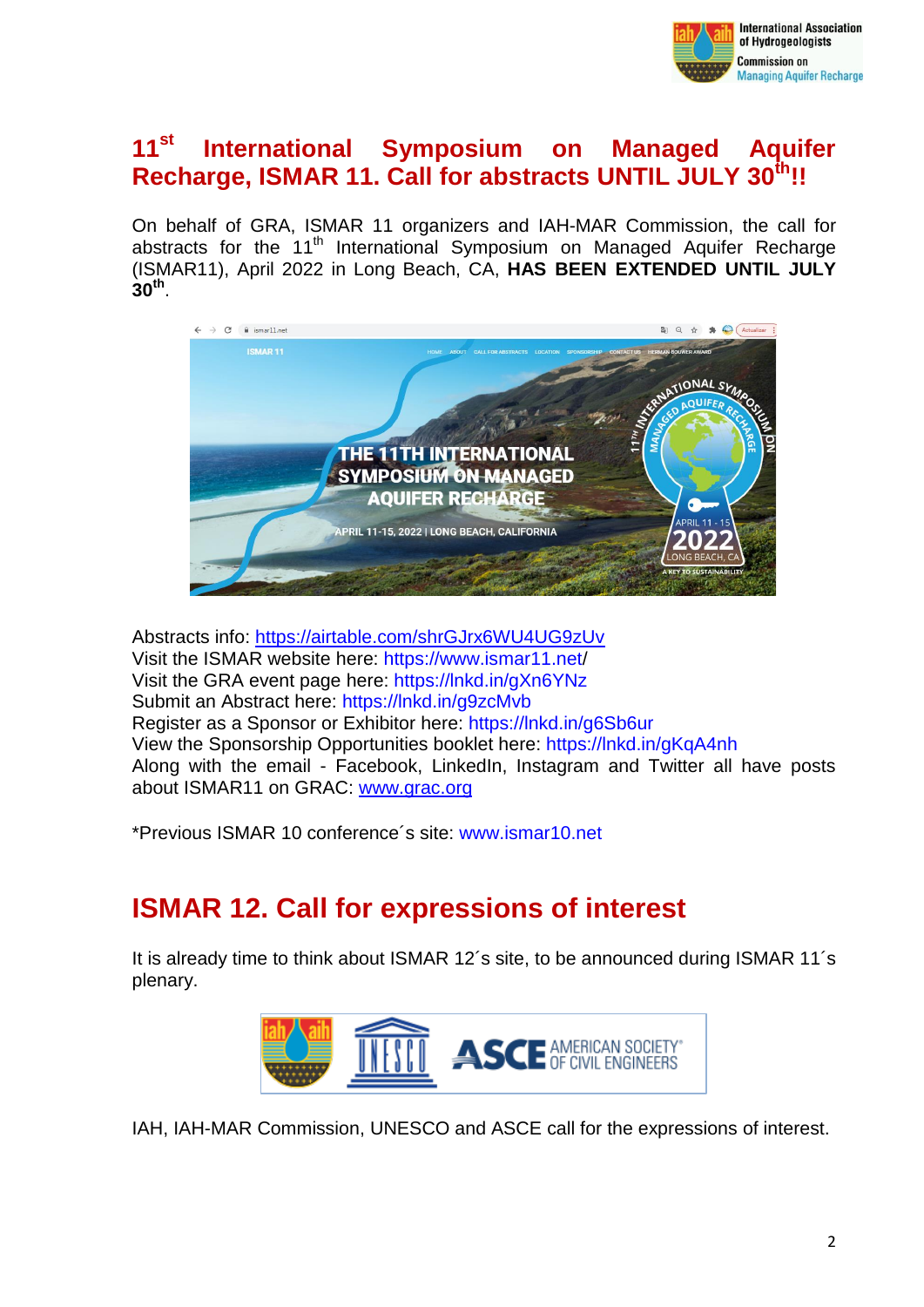# 11st International Symposium on Managed Aquifer Recharge, ISMAR 11. Call for abstracts UNTIL JULY 30th!!

On behalf of GRA, ISMAR 11 organizers and IAH-MAR Commission, the call for abstracts for the 11th International Symposium on Managed Aquifer Recharge (ISMAR11), April 2022 in Long Beach, CA, **HAS BEEN EXTENDED UNTIL JULY 30th**.

Abstracts info: https://airtable.com/shrGJrx6WU4UG9zUv
Visit the ISMAR website here: https://www.ismar11.net/
Visit the GRA event page here: https://lnkd.in/gXn6YNz
Submit an Abstract here: https://lnkd.in/g9zcMvb
Register as a Sponsor or Exhibitor here: https://lnkd.in/g6Sb6ur
View the Sponsorship Opportunities booklet here: https://lnkd.in/gKqA4nh
Along with the email - Facebook, LinkedIn, Instagram and Twitter all have posts about ISMAR11 on GRAC: www.grac.org

*Previous ISMAR 10 conference´s site: www.ismar10.net

# ISMAR 12. Call for expressions of interest

It is already time to think about ISMAR 12´s site, to be announced during ISMAR 11´s plenary.

IAH, IAH-MAR Commission, UNESCO and ASCE call for the expressions of interest.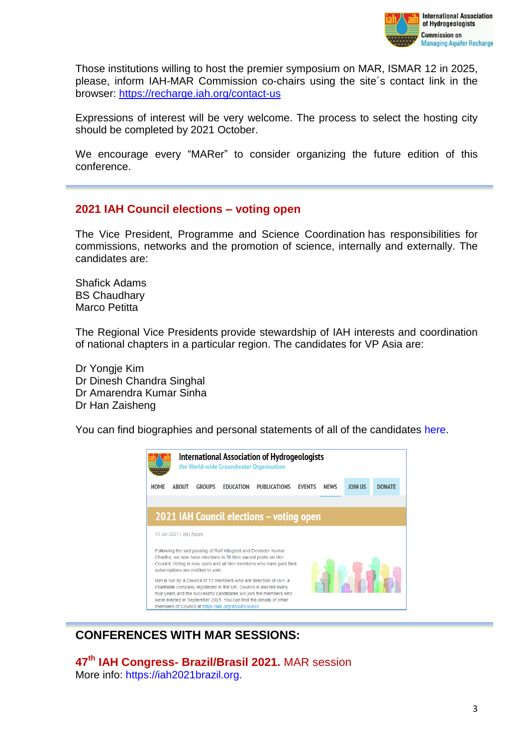Those institutions willing to host the premier symposium on MAR, ISMAR 12 in 2025, please, inform IAH-MAR Commission co-chairs using the site´s contact link in the browser: https://recharge.iah.org/contact-us

Expressions of interest will be very welcome. The process to select the hosting city should be completed by 2021 October.

We encourage every "MARer" to consider organizing the future edition of this conference.

## 2021 IAH Council elections – voting open

The Vice President, Programme and Science Coordination has responsibilities for commissions, networks and the promotion of science, internally and externally. The candidates are:

Shafick Adams
BS Chaudhary
Marco Petitta

The Regional Vice Presidents provide stewardship of IAH interests and coordination of national chapters in a particular region. The candidates for VP Asia are:

Dr Yongje Kim
Dr Dinesh Chandra Singhal
Dr Amarendra Kumar Sinha
Dr Han Zaisheng

You can find biographies and personal statements of all of the candidates here.

## CONFERENCES WITH MAR SESSIONS:

**47th IAH Congress- Brazil/Brasil 2021.** MAR session
More info: https://iah2021brazil.org.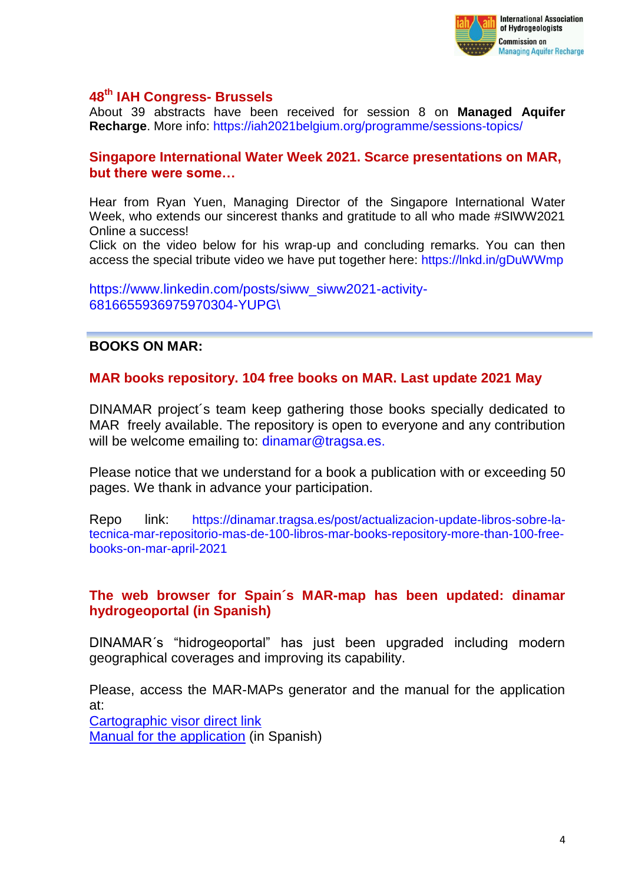## 48th IAH Congress- Brussels

About 39 abstracts have been received for session 8 on **Managed Aquifer Recharge**. More info: https://iah2021belgium.org/programme/sessions-topics/

## Singapore International Water Week 2021. Scarce presentations on MAR, but there were some…

Hear from Ryan Yuen, Managing Director of the Singapore International Water Week, who extends our sincerest thanks and gratitude to all who made #SIWW2021 Online a success!
Click on the video below for his wrap-up and concluding remarks. You can then access the special tribute video we have put together here: https://lnkd.in/gDuWWmp

https://www.linkedin.com/posts/siww_siww2021-activity-6816655936975970304-YUPG\

---

**BOOKS ON MAR:**

## MAR books repository. 104 free books on MAR. Last update 2021 May

DINAMAR project´s team keep gathering those books specially dedicated to MAR freely available. The repository is open to everyone and any contribution will be welcome emailing to: dinamar@tragsa.es.

Please notice that we understand for a book a publication with or exceeding 50 pages. We thank in advance your participation.

Repo link: https://dinamar.tragsa.es/post/actualizacion-update-libros-sobre-la-tecnica-mar-repositorio-mas-de-100-libros-mar-books-repository-more-than-100-free-books-on-mar-april-2021

## The web browser for Spain´s MAR-map has been updated: dinamar hydrogeoportal (in Spanish)

DINAMAR´s "hidrogeoportal" has just been upgraded including modern geographical coverages and improving its capability.

Please, access the MAR-MAPs generator and the manual for the application at:
Cartographic visor direct link
Manual for the application (in Spanish)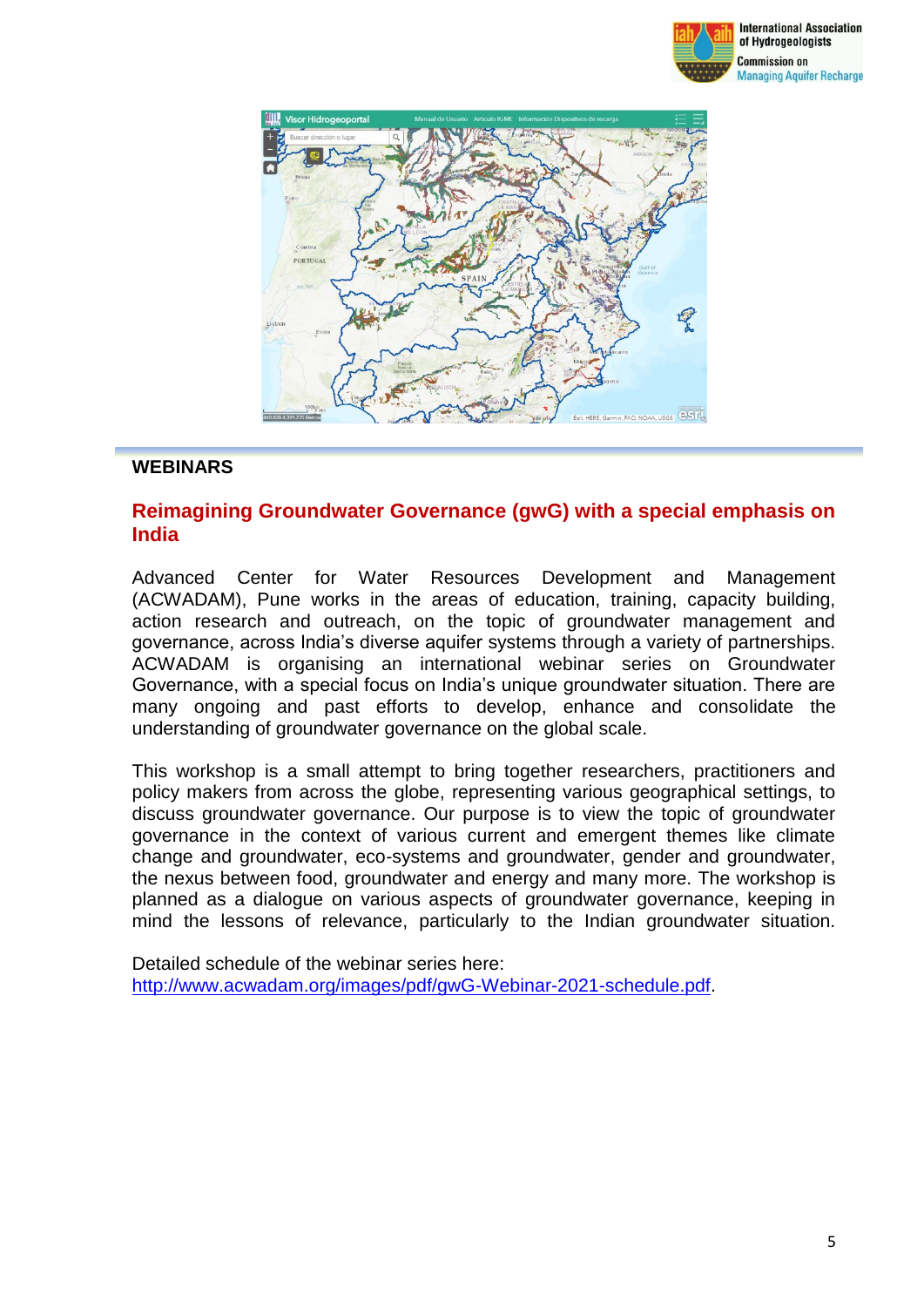## WEBINARS

### Reimagining Groundwater Governance (gwG) with a special emphasis on India

Advanced Center for Water Resources Development and Management (ACWADAM), Pune works in the areas of education, training, capacity building, action research and outreach, on the topic of groundwater management and governance, across India's diverse aquifer systems through a variety of partnerships. ACWADAM is organising an international webinar series on Groundwater Governance, with a special focus on India's unique groundwater situation. There are many ongoing and past efforts to develop, enhance and consolidate the understanding of groundwater governance on the global scale.

This workshop is a small attempt to bring together researchers, practitioners and policy makers from across the globe, representing various geographical settings, to discuss groundwater governance. Our purpose is to view the topic of groundwater governance in the context of various current and emergent themes like climate change and groundwater, eco-systems and groundwater, gender and groundwater, the nexus between food, groundwater and energy and many more. The workshop is planned as a dialogue on various aspects of groundwater governance, keeping in mind the lessons of relevance, particularly to the Indian groundwater situation.

Detailed schedule of the webinar series here:
http://www.acwadam.org/images/pdf/gwG-Webinar-2021-schedule.pdf.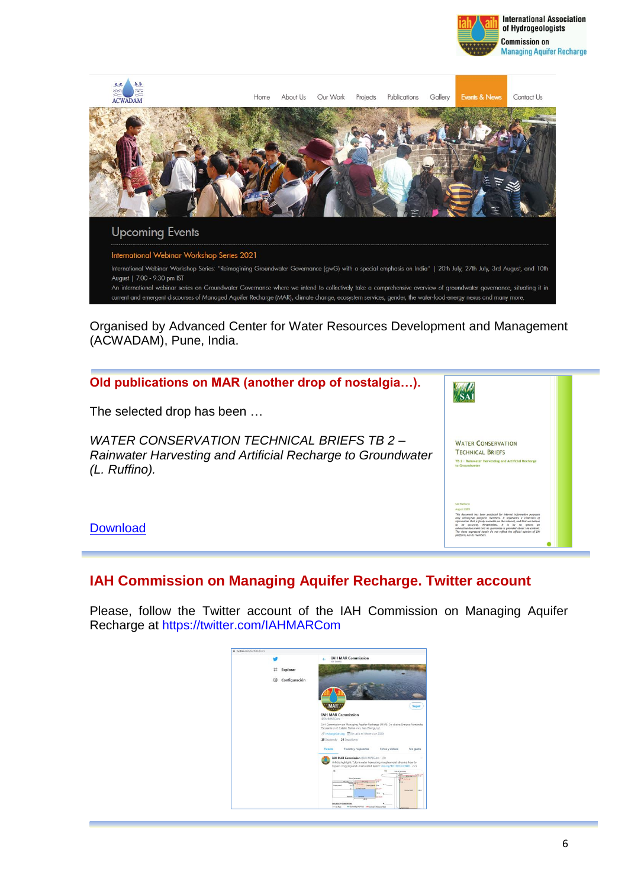Upcoming Events

International Webinar Workshop Series 2021

International Webinar Workshop Series: "Reimagining Groundwater Governance (gwG) with a special emphasis on India" | 20th July, 27th July, 3rd August, and 10th August | 7.00 - 9.30 pm IST

An international webinar series on Groundwater Governance where we intend to collectively take a comprehensive overview of groundwater governance, situating it in current and emergent discourses of Managed Aquifer Recharge (MAR), climate change, ecosystem services, gender, the water-food-energy nexus and many more.

Organised by Advanced Center for Water Resources Development and Management (ACWADAM), Pune, India.

## Old publications on MAR (another drop of nostalgia…).

The selected drop has been …

*WATER CONSERVATION TECHNICAL BRIEFS TB 2 – Rainwater Harvesting and Artificial Recharge to Groundwater (L. Ruffino).*

[Download]

## IAH Commission on Managing Aquifer Recharge. Twitter account

Please, follow the Twitter account of the IAH Commission on Managing Aquifer Recharge at https://twitter.com/IAHMARCom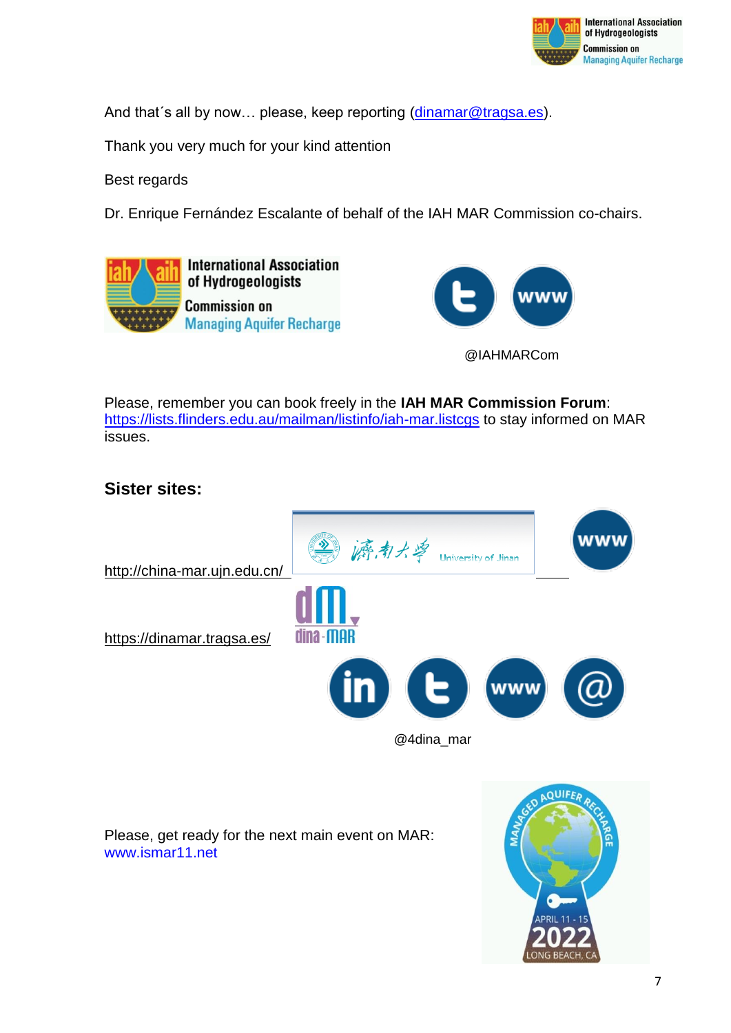And that´s all by now… please, keep reporting (dinamar@tragsa.es).

Thank you very much for your kind attention

Best regards

Dr. Enrique Fernández Escalante of behalf of the IAH MAR Commission co-chairs.

@IAHMARCom

Please, remember you can book freely in the **IAH MAR Commission Forum**: https://lists.flinders.edu.au/mailman/listinfo/iah-mar.listcgs to stay informed on MAR issues.

## Sister sites:

http://china-mar.ujn.edu.cn/

https://dinamar.tragsa.es/

@4dina_mar

Please, get ready for the next main event on MAR: www.ismar11.net